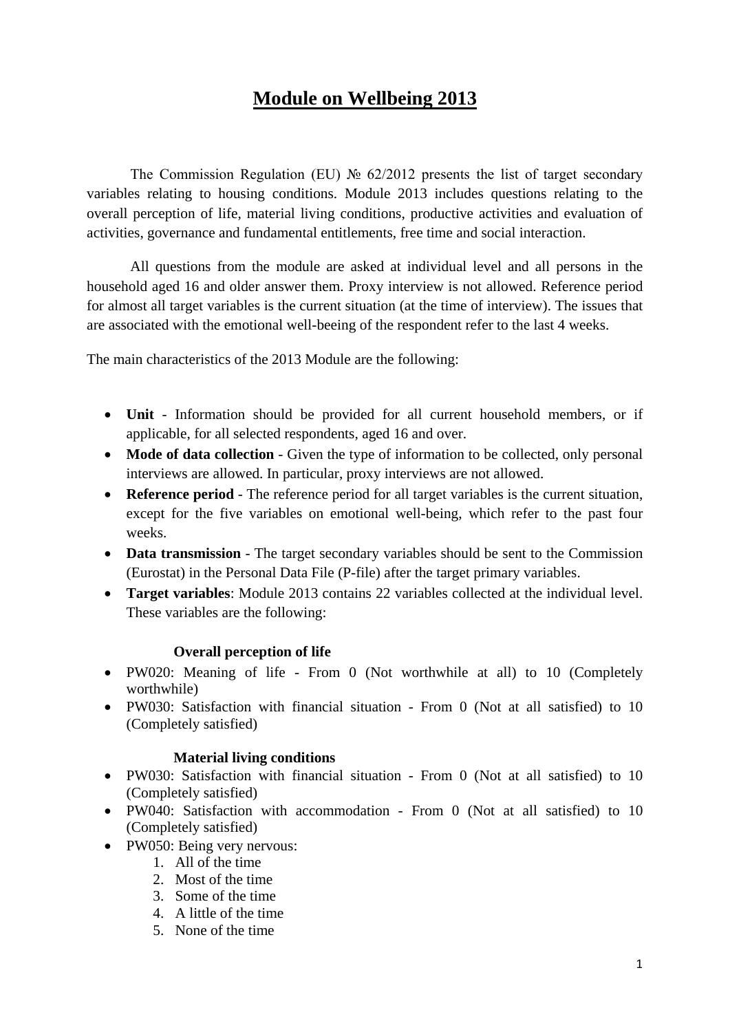# Module on Wellbeing 2013

The Commission Regulation (EU) № 62/2012 presents the list of target secondary variables relating to housing conditions. Module 2013 includes questions relating to the overall perception of life, material living conditions, productive activities and evaluation of activities, governance and fundamental entitlements, free time and social interaction.

All questions from the module are asked at individual level and all persons in the household aged 16 and older answer them. Proxy interview is not allowed. Reference period for almost all target variables is the current situation (at the time of interview). The issues that are associated with the emotional well-beeing of the respondent refer to the last 4 weeks.

The main characteristics of the 2013 Module are the following:

- **Unit** - Information should be provided for all current household members, or if applicable, for all selected respondents, aged 16 and over.
- **Mode of data collection** - Given the type of information to be collected, only personal interviews are allowed. In particular, proxy interviews are not allowed.
- **Reference period** - The reference period for all target variables is the current situation, except for the five variables on emotional well-being, which refer to the past four weeks.
- **Data transmission** - The target secondary variables should be sent to the Commission (Eurostat) in the Personal Data File (P-file) after the target primary variables.
- **Target variables**: Module 2013 contains 22 variables collected at the individual level. These variables are the following:

**Overall perception of life**

- PW020: Meaning of life - From 0 (Not worthwhile at all) to 10 (Completely worthwhile)
- PW030: Satisfaction with financial situation - From 0 (Not at all satisfied) to 10 (Completely satisfied)

**Material living conditions**

- PW030: Satisfaction with financial situation - From 0 (Not at all satisfied) to 10 (Completely satisfied)
- PW040: Satisfaction with accommodation - From 0 (Not at all satisfied) to 10 (Completely satisfied)
- PW050: Being very nervous:
    1. All of the time
    2. Most of the time
    3. Some of the time
    4. A little of the time
    5. None of the time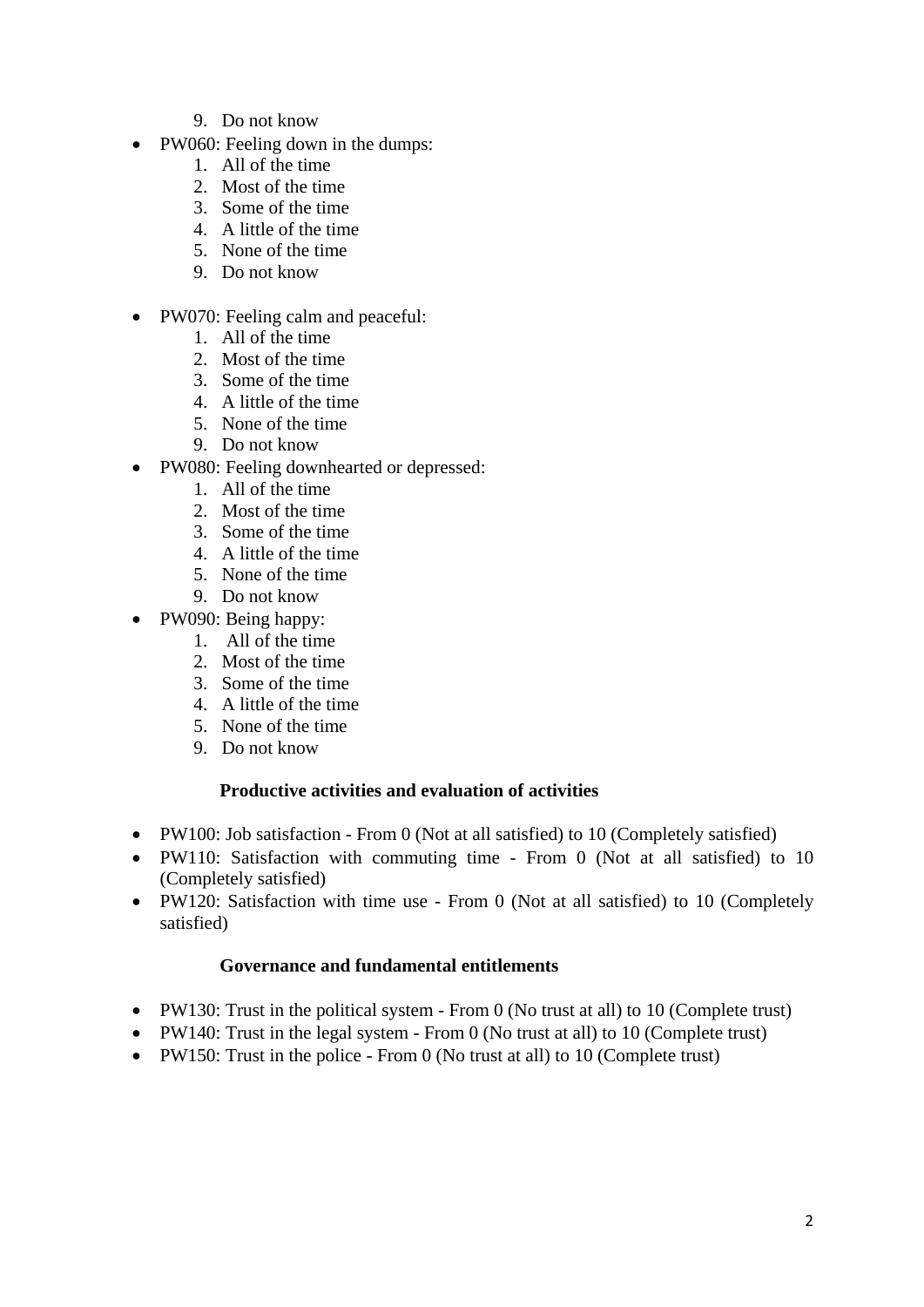9. Do not know

- PW060: Feeling down in the dumps:
    1. All of the time
    2. Most of the time
    3. Some of the time
    4. A little of the time
    5. None of the time
    9. Do not know

- PW070: Feeling calm and peaceful:
    1. All of the time
    2. Most of the time
    3. Some of the time
    4. A little of the time
    5. None of the time
    9. Do not know
- PW080: Feeling downhearted or depressed:
    1. All of the time
    2. Most of the time
    3. Some of the time
    4. A little of the time
    5. None of the time
    9. Do not know
- PW090: Being happy:
    1. All of the time
    2. Most of the time
    3. Some of the time
    4. A little of the time
    5. None of the time
    9. Do not know

**Productive activities and evaluation of activities**

- PW100: Job satisfaction - From 0 (Not at all satisfied) to 10 (Completely satisfied)
- PW110: Satisfaction with commuting time - From 0 (Not at all satisfied) to 10 (Completely satisfied)
- PW120: Satisfaction with time use - From 0 (Not at all satisfied) to 10 (Completely satisfied)

**Governance and fundamental entitlements**

- PW130: Trust in the political system - From 0 (No trust at all) to 10 (Complete trust)
- PW140: Trust in the legal system - From 0 (No trust at all) to 10 (Complete trust)
- PW150: Trust in the police - From 0 (No trust at all) to 10 (Complete trust)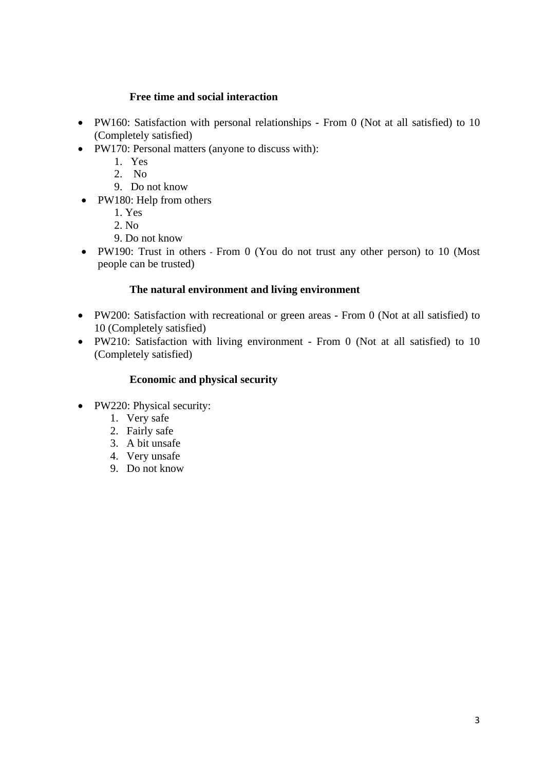**Free time and social interaction**

- PW160: Satisfaction with personal relationships - From 0 (Not at all satisfied) to 10 (Completely satisfied)
- PW170: Personal matters (anyone to discuss with):
  1. Yes
  2. No
  9. Do not know
- PW180: Help from others
  1. Yes
  2. No
  9. Do not know
- PW190: Trust in others - From 0 (You do not trust any other person) to 10 (Most people can be trusted)

**The natural environment and living environment**

- PW200: Satisfaction with recreational or green areas - From 0 (Not at all satisfied) to 10 (Completely satisfied)
- PW210: Satisfaction with living environment - From 0 (Not at all satisfied) to 10 (Completely satisfied)

**Economic and physical security**

- PW220: Physical security:
  1. Very safe
  2. Fairly safe
  3. A bit unsafe
  4. Very unsafe
  9. Do not know